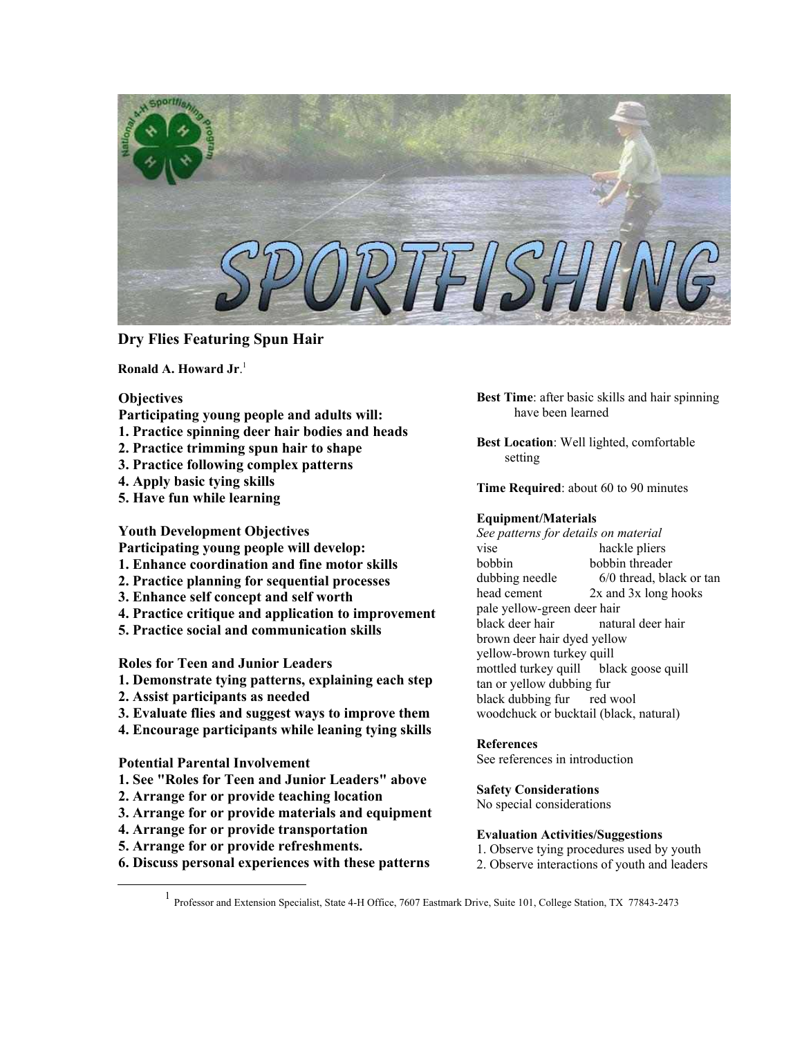## Dry Flies Featuring Spun Hair

**Ronald A. Howard Jr.**[1]

**Objectives**

**Participating young people and adults will:**

1. **Practice spinning deer hair bodies and heads**
2. **Practice trimming spun hair to shape**
3. **Practice following complex patterns**
4. **Apply basic tying skills**
5. **Have fun while learning**

**Youth Development Objectives**

**Participating young people will develop:**

1. **Enhance coordination and fine motor skills**
2. **Practice planning for sequential processes**
3. **Enhance self concept and self worth**
4. **Practice critique and application to improvement**
5. **Practice social and communication skills**

**Roles for Teen and Junior Leaders**

1. **Demonstrate tying patterns, explaining each step**
2. **Assist participants as needed**
3. **Evaluate flies and suggest ways to improve them**
4. **Encourage participants while leaning tying skills**

**Potential Parental Involvement**

1. **See "Roles for Teen and Junior Leaders" above**
2. **Arrange for or provide teaching location**
3. **Arrange for or provide materials and equipment**
4. **Arrange for or provide transportation**
5. **Arrange for or provide refreshments.**
6. **Discuss personal experiences with these patterns**

**Best Time**: after basic skills and hair spinning have been learned

**Best Location**: Well lighted, comfortable setting

**Time Required**: about 60 to 90 minutes

**Equipment/Materials**

*See patterns for details on material*

vise
hackle pliers
bobbin
bobbin threader
dubbing needle
6/0 thread, black or tan
head cement
2x and 3x long hooks
pale yellow-green deer hair
black deer hair
natural deer hair
brown deer hair dyed yellow
yellow-brown turkey quill
mottled turkey quill
black goose quill
tan or yellow dubbing fur
black dubbing fur
red wool
woodchuck or bucktail (black, natural)

**References**

See references in introduction

**Safety Considerations**

No special considerations

**Evaluation Activities/Suggestions**

1. Observe tying procedures used by youth
2. Observe interactions of youth and leaders

[1] Professor and Extension Specialist, State 4-H Office, 7607 Eastmark Drive, Suite 101, College Station, TX 77843-2473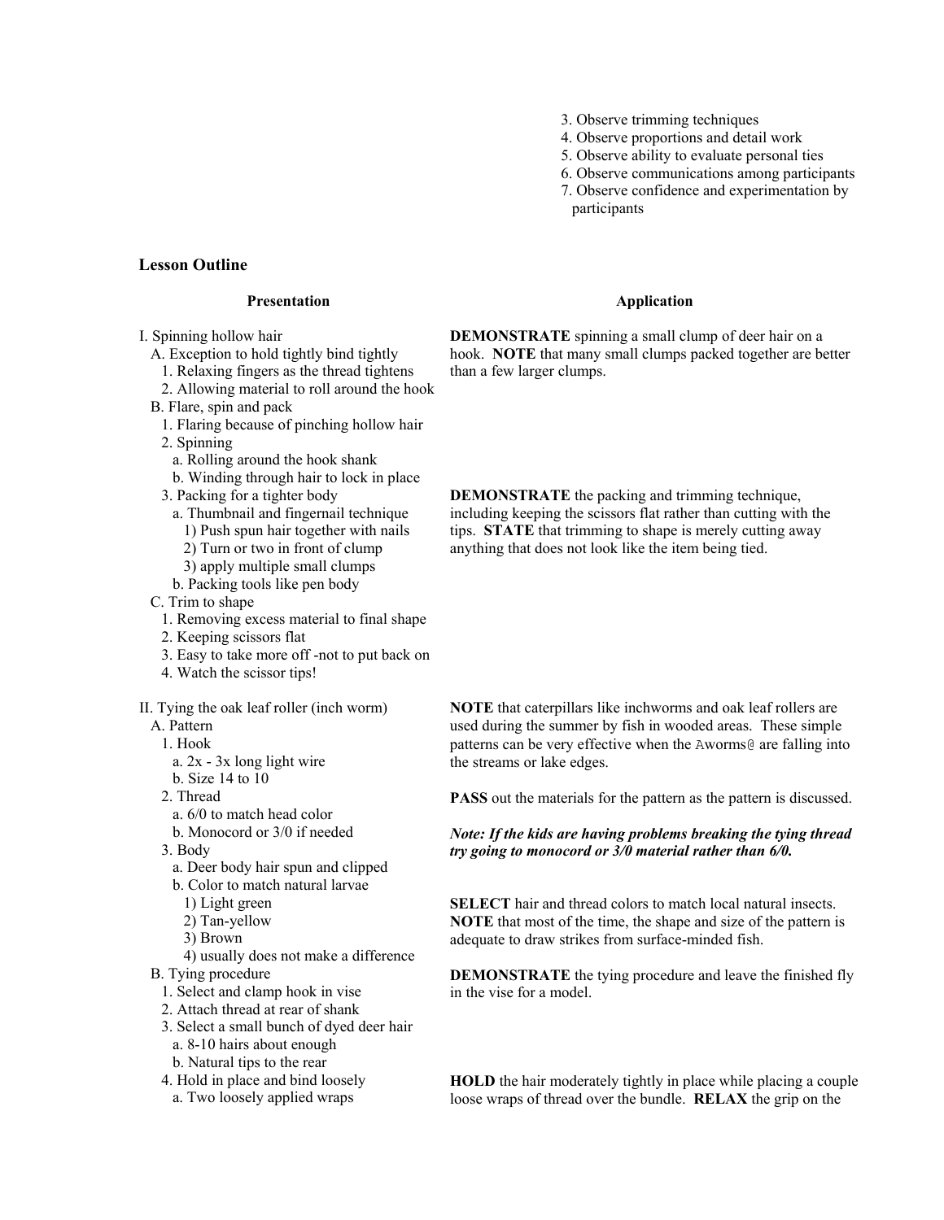3. Observe trimming techniques
4. Observe proportions and detail work
5. Observe ability to evaluate personal ties
6. Observe communications among participants
7. Observe confidence and experimentation by participants

### Lesson Outline

| Presentation | Application |
|---|---|
| I. Spinning hollow hair<br>A. Exception to hold tightly bind tightly<br>1. Relaxing fingers as the thread tightens<br>2. Allowing material to roll around the hook<br>B. Flare, spin and pack<br>1. Flaring because of pinching hollow hair<br>2. Spinning<br>a. Rolling around the hook shank<br>b. Winding through hair to lock in place | **DEMONSTRATE** spinning a small clump of deer hair on a hook. **NOTE** that many small clumps packed together are better than a few larger clumps. |
| 3. Packing for a tighter body<br>a. Thumbnail and fingernail technique<br>1) Push spun hair together with nails<br>2) Turn or two in front of clump<br>3) apply multiple small clumps<br>b. Packing tools like pen body<br>C. Trim to shape<br>1. Removing excess material to final shape<br>2. Keeping scissors flat<br>3. Easy to take more off -not to put back on<br>4. Watch the scissor tips! | **DEMONSTRATE** the packing and trimming technique, including keeping the scissors flat rather than cutting with the tips. **STATE** that trimming to shape is merely cutting away anything that does not look like the item being tied. |
| II. Tying the oak leaf roller (inch worm)<br>A. Pattern<br>1. Hook<br>a. 2x - 3x long light wire<br>b. Size 14 to 10 | **NOTE** that caterpillars like inchworms and oak leaf rollers are used during the summer by fish in wooded areas. These simple patterns can be very effective when the Aworms@ are falling into the streams or lake edges.<br><br>**PASS** out the materials for the pattern as the pattern is discussed. |
| 2. Thread<br>a. 6/0 to match head color<br>b. Monocord or 3/0 if needed | ***Note: If the kids are having problems breaking the tying thread try going to monocord or 3/0 material rather than 6/0.*** |
| 3. Body<br>a. Deer body hair spun and clipped<br>b. Color to match natural larvae<br>1) Light green<br>2) Tan-yellow<br>3) Brown<br>4) usually does not make a difference | **SELECT** hair and thread colors to match local natural insects. **NOTE** that most of the time, the shape and size of the pattern is adequate to draw strikes from surface-minded fish. |
| B. Tying procedure<br>1. Select and clamp hook in vise<br>2. Attach thread at rear of shank<br>3. Select a small bunch of dyed deer hair<br>a. 8-10 hairs about enough<br>b. Natural tips to the rear | **DEMONSTRATE** the tying procedure and leave the finished fly in the vise for a model. |
| 4. Hold in place and bind loosely<br>a. Two loosely applied wraps | **HOLD** the hair moderately tightly in place while placing a couple loose wraps of thread over the bundle. **RELAX** the grip on the |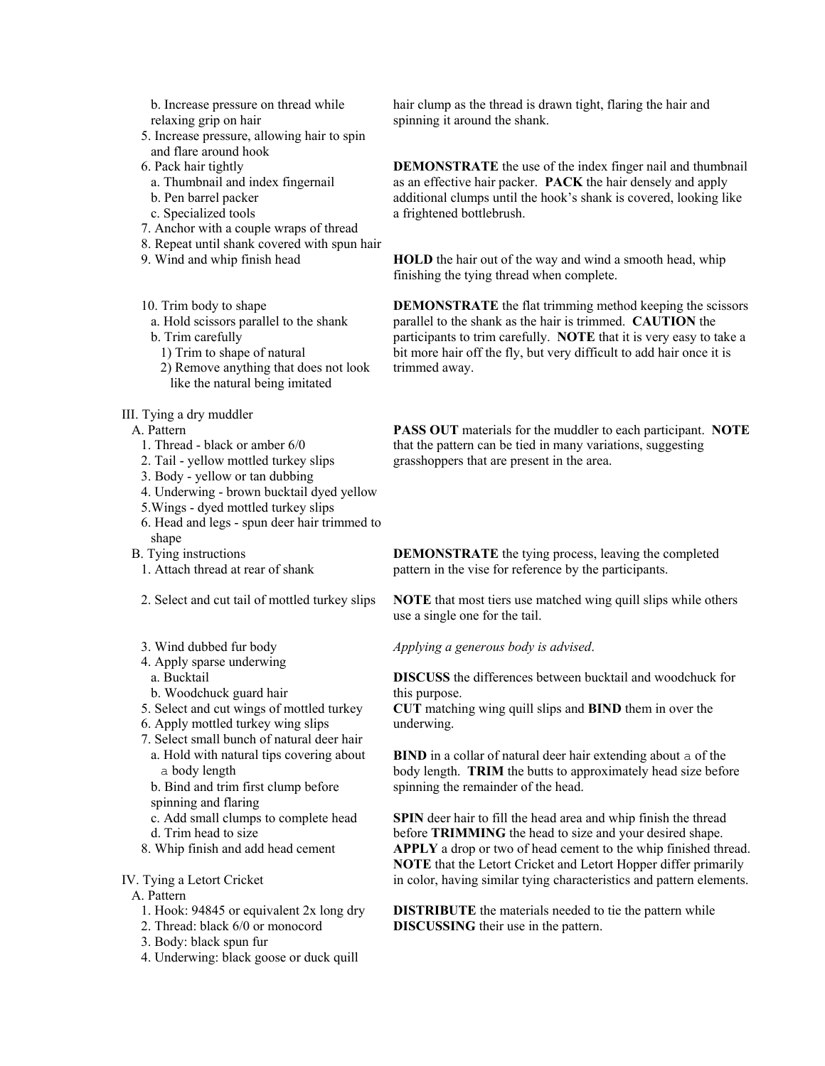b. Increase pressure on thread while relaxing grip on hair

5. Increase pressure, allowing hair to spin and flare around hook

6. Pack hair tightly
   a. Thumbnail and index fingernail
   b. Pen barrel packer
   c. Specialized tools

7. Anchor with a couple wraps of thread

8. Repeat until shank covered with spun hair

9. Wind and whip finish head

10. Trim body to shape
    a. Hold scissors parallel to the shank
    b. Trim carefully
       1) Trim to shape of natural
       2) Remove anything that does not look like the natural being imitated

hair clump as the thread is drawn tight, flaring the hair and spinning it around the shank.

**DEMONSTRATE** the use of the index finger nail and thumbnail as an effective hair packer. **PACK** the hair densely and apply additional clumps until the hook's shank is covered, looking like a frightened bottlebrush.

**HOLD** the hair out of the way and wind a smooth head, whip finishing the tying thread when complete.

**DEMONSTRATE** the flat trimming method keeping the scissors parallel to the shank as the hair is trimmed. **CAUTION** the participants to trim carefully. **NOTE** that it is very easy to take a bit more hair off the fly, but very difficult to add hair once it is trimmed away.

III. Tying a dry muddler

A. Pattern
   1. Thread - black or amber 6/0
   2. Tail - yellow mottled turkey slips
   3. Body - yellow or tan dubbing
   4. Underwing - brown bucktail dyed yellow
   5. Wings - dyed mottled turkey slips
   6. Head and legs - spun deer hair trimmed to shape

**PASS OUT** materials for the muddler to each participant. **NOTE** that the pattern can be tied in many variations, suggesting grasshoppers that are present in the area.

B. Tying instructions
   1. Attach thread at rear of shank

**DEMONSTRATE** the tying process, leaving the completed pattern in the vise for reference by the participants.

2. Select and cut tail of mottled turkey slips

**NOTE** that most tiers use matched wing quill slips while others use a single one for the tail.

3. Wind dubbed fur body

*Applying a generous body is advised*.

4. Apply sparse underwing
   a. Bucktail
   b. Woodchuck guard hair

**DISCUSS** the differences between bucktail and woodchuck for this purpose.

5. Select and cut wings of mottled turkey

6. Apply mottled turkey wing slips

**CUT** matching wing quill slips and **BIND** them in over the underwing.

7. Select small bunch of natural deer hair
   a. Hold with natural tips covering about a body length
   b. Bind and trim first clump before spinning and flaring
   c. Add small clumps to complete head
   d. Trim head to size

8. Whip finish and add head cement

**BIND** in a collar of natural deer hair extending about a of the body length. **TRIM** the butts to approximately head size before spinning the remainder of the head.

**SPIN** deer hair to fill the head area and whip finish the thread before **TRIMMING** the head to size and your desired shape. **APPLY** a drop or two of head cement to the whip finished thread. **NOTE** that the Letort Cricket and Letort Hopper differ primarily in color, having similar tying characteristics and pattern elements.

IV. Tying a Letort Cricket

A. Pattern
   1. Hook: 94845 or equivalent 2x long dry
   2. Thread: black 6/0 or monocord
   3. Body: black spun fur
   4. Underwing: black goose or duck quill

**DISTRIBUTE** the materials needed to tie the pattern while **DISCUSSING** their use in the pattern.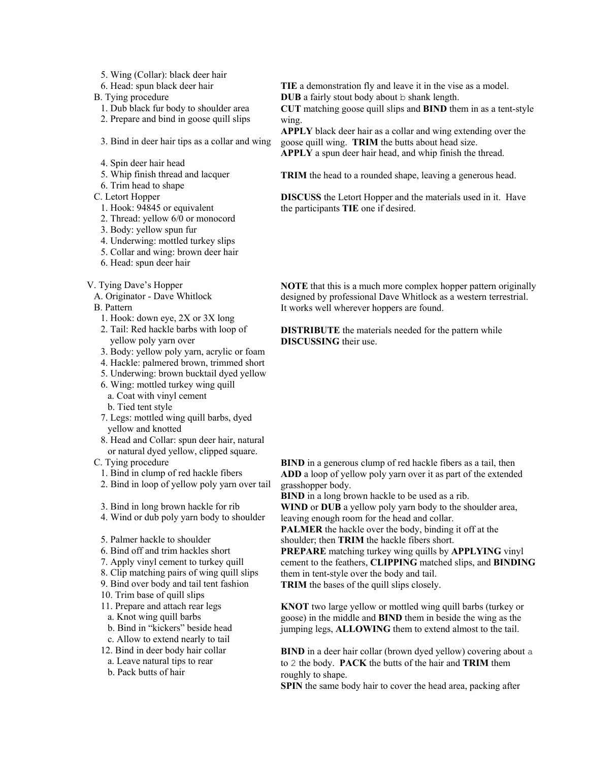5. Wing (Collar): black deer hair
6. Head: spun black deer hair

B. Tying procedure

1. Dub black fur body to shoulder area
2. Prepare and bind in goose quill slips
3. Bind in deer hair tips as a collar and wing
4. Spin deer hair head
5. Whip finish thread and lacquer
6. Trim head to shape

**TIE** a demonstration fly and leave it in the vise as a model.
**DUB** a fairly stout body about b shank length.
**CUT** matching goose quill slips and **BIND** them in as a tent-style wing.
**APPLY** black deer hair as a collar and wing extending over the goose quill wing. **TRIM** the butts about head size.
**APPLY** a spun deer hair head, and whip finish the thread.

**TRIM** the head to a rounded shape, leaving a generous head.

C. Letort Hopper

1. Hook: 94845 or equivalent
2. Thread: yellow 6/0 or monocord
3. Body: yellow spun fur
4. Underwing: mottled turkey slips
5. Collar and wing: brown deer hair
6. Head: spun deer hair

**DISCUSS** the Letort Hopper and the materials used in it. Have the participants **TIE** one if desired.

V. Tying Dave's Hopper

A. Originator - Dave Whitlock

B. Pattern

1. Hook: down eye, 2X or 3X long
2. Tail: Red hackle barbs with loop of yellow poly yarn over
3. Body: yellow poly yarn, acrylic or foam
4. Hackle: palmered brown, trimmed short
5. Underwing: brown bucktail dyed yellow
6. Wing: mottled turkey wing quill
   a. Coat with vinyl cement
   b. Tied tent style
7. Legs: mottled wing quill barbs, dyed yellow and knotted
8. Head and Collar: spun deer hair, natural or natural dyed yellow, clipped square.

**NOTE** that this is a much more complex hopper pattern originally designed by professional Dave Whitlock as a western terrestrial. It works well wherever hoppers are found.

**DISTRIBUTE** the materials needed for the pattern while **DISCUSSING** their use.

C. Tying procedure

1. Bind in clump of red hackle fibers
2. Bind in loop of yellow poly yarn over tail
3. Bind in long brown hackle for rib
4. Wind or dub poly yarn body to shoulder
5. Palmer hackle to shoulder
6. Bind off and trim hackles short
7. Apply vinyl cement to turkey quill
8. Clip matching pairs of wing quill slips
9. Bind over body and tail tent fashion
10. Trim base of quill slips
11. Prepare and attach rear legs
    a. Knot wing quill barbs
    b. Bind in "kickers" beside head
    c. Allow to extend nearly to tail
12. Bind in deer body hair collar
    a. Leave natural tips to rear
    b. Pack butts of hair

**BIND** in a generous clump of red hackle fibers as a tail, then **ADD** a loop of yellow poly yarn over it as part of the extended grasshopper body.
**BIND** in a long brown hackle to be used as a rib.
**WIND** or **DUB** a yellow poly yarn body to the shoulder area, leaving enough room for the head and collar.
**PALMER** the hackle over the body, binding it off at the shoulder; then **TRIM** the hackle fibers short.
**PREPARE** matching turkey wing quills by **APPLYING** vinyl cement to the feathers, **CLIPPING** matched slips, and **BINDING** them in tent-style over the body and tail.
**TRIM** the bases of the quill slips closely.

**KNOT** two large yellow or mottled wing quill barbs (turkey or goose) in the middle and **BIND** them in beside the wing as the jumping legs, **ALLOWING** them to extend almost to the tail.

**BIND** in a deer hair collar (brown dyed yellow) covering about a to 2 the body. **PACK** the butts of the hair and **TRIM** them roughly to shape.
**SPIN** the same body hair to cover the head area, packing after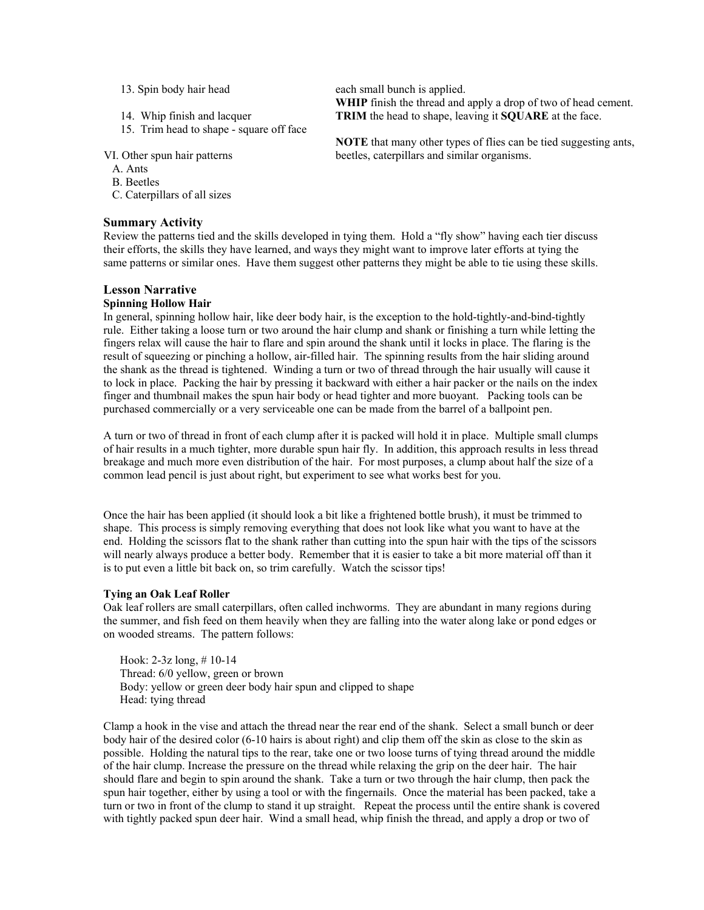13. Spin body hair head

14. Whip finish and lacquer

15. Trim head to shape - square off face

each small bunch is applied.
**WHIP** finish the thread and apply a drop of two of head cement.
**TRIM** the head to shape, leaving it **SQUARE** at the face.

VI. Other spun hair patterns

A. Ants
B. Beetles
C. Caterpillars of all sizes

**NOTE** that many other types of flies can be tied suggesting ants, beetles, caterpillars and similar organisms.

### Summary Activity

Review the patterns tied and the skills developed in tying them. Hold a "fly show" having each tier discuss their efforts, the skills they have learned, and ways they might want to improve later efforts at tying the same patterns or similar ones. Have them suggest other patterns they might be able to tie using these skills.

### Lesson Narrative

#### Spinning Hollow Hair

In general, spinning hollow hair, like deer body hair, is the exception to the hold-tightly-and-bind-tightly rule. Either taking a loose turn or two around the hair clump and shank or finishing a turn while letting the fingers relax will cause the hair to flare and spin around the shank until it locks in place. The flaring is the result of squeezing or pinching a hollow, air-filled hair. The spinning results from the hair sliding around the shank as the thread is tightened. Winding a turn or two of thread through the hair usually will cause it to lock in place. Packing the hair by pressing it backward with either a hair packer or the nails on the index finger and thumbnail makes the spun hair body or head tighter and more buoyant. Packing tools can be purchased commercially or a very serviceable one can be made from the barrel of a ballpoint pen.

A turn or two of thread in front of each clump after it is packed will hold it in place. Multiple small clumps of hair results in a much tighter, more durable spun hair fly. In addition, this approach results in less thread breakage and much more even distribution of the hair. For most purposes, a clump about half the size of a common lead pencil is just about right, but experiment to see what works best for you.

Once the hair has been applied (it should look a bit like a frightened bottle brush), it must be trimmed to shape. This process is simply removing everything that does not look like what you want to have at the end. Holding the scissors flat to the shank rather than cutting into the spun hair with the tips of the scissors will nearly always produce a better body. Remember that it is easier to take a bit more material off than it is to put even a little bit back on, so trim carefully. Watch the scissor tips!

#### Tying an Oak Leaf Roller

Oak leaf rollers are small caterpillars, often called inchworms. They are abundant in many regions during the summer, and fish feed on them heavily when they are falling into the water along lake or pond edges or on wooded streams. The pattern follows:

Hook: 2-3z long, # 10-14
Thread: 6/0 yellow, green or brown
Body: yellow or green deer body hair spun and clipped to shape
Head: tying thread

Clamp a hook in the vise and attach the thread near the rear end of the shank. Select a small bunch or deer body hair of the desired color (6-10 hairs is about right) and clip them off the skin as close to the skin as possible. Holding the natural tips to the rear, take one or two loose turns of tying thread around the middle of the hair clump. Increase the pressure on the thread while relaxing the grip on the deer hair. The hair should flare and begin to spin around the shank. Take a turn or two through the hair clump, then pack the spun hair together, either by using a tool or with the fingernails. Once the material has been packed, take a turn or two in front of the clump to stand it up straight. Repeat the process until the entire shank is covered with tightly packed spun deer hair. Wind a small head, whip finish the thread, and apply a drop or two of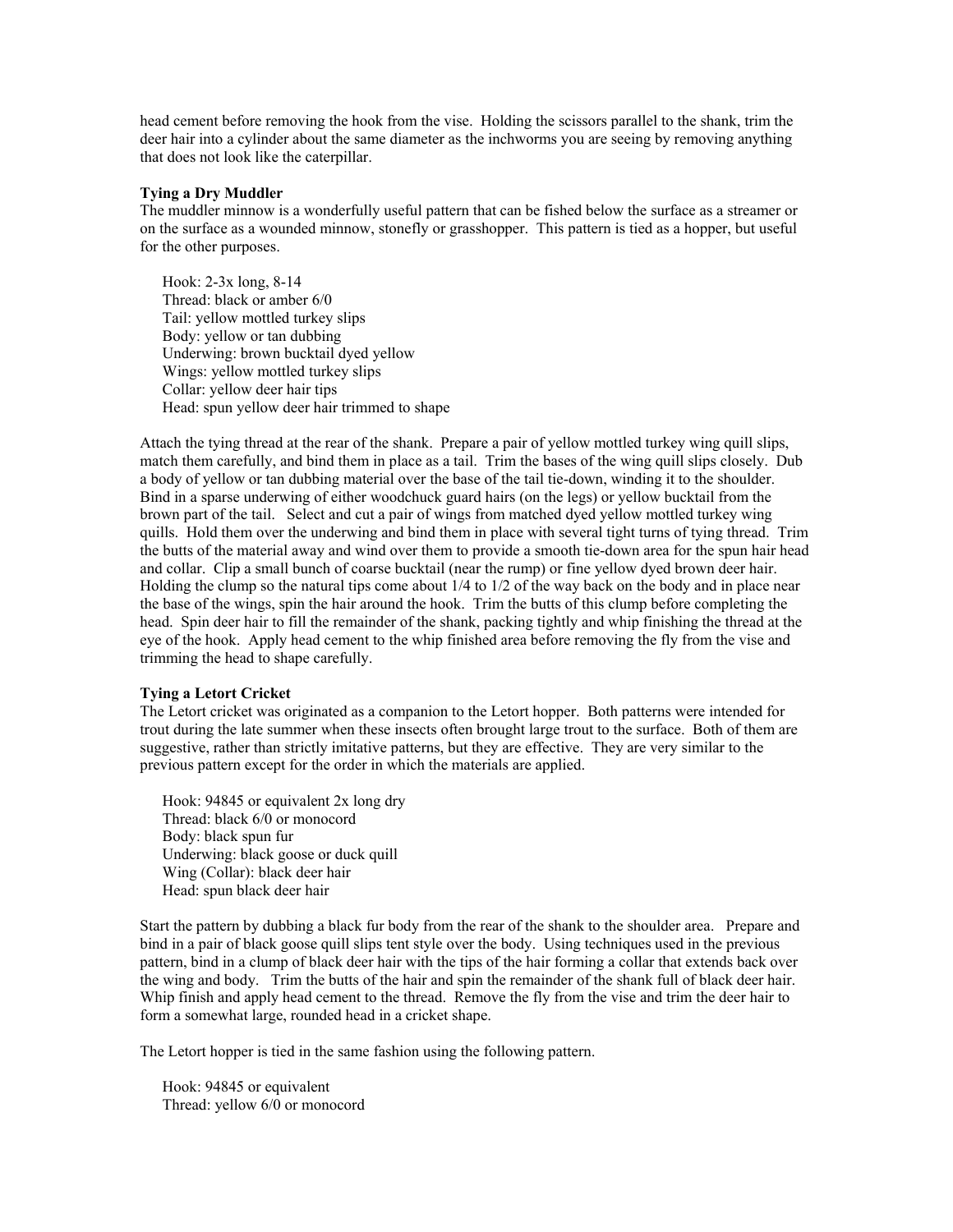head cement before removing the hook from the vise. Holding the scissors parallel to the shank, trim the deer hair into a cylinder about the same diameter as the inchworms you are seeing by removing anything that does not look like the caterpillar.

**Tying a Dry Muddler**

The muddler minnow is a wonderfully useful pattern that can be fished below the surface as a streamer or on the surface as a wounded minnow, stonefly or grasshopper. This pattern is tied as a hopper, but useful for the other purposes.

Hook: 2-3x long, 8-14
Thread: black or amber 6/0
Tail: yellow mottled turkey slips
Body: yellow or tan dubbing
Underwing: brown bucktail dyed yellow
Wings: yellow mottled turkey slips
Collar: yellow deer hair tips
Head: spun yellow deer hair trimmed to shape

Attach the tying thread at the rear of the shank. Prepare a pair of yellow mottled turkey wing quill slips, match them carefully, and bind them in place as a tail. Trim the bases of the wing quill slips closely. Dub a body of yellow or tan dubbing material over the base of the tail tie-down, winding it to the shoulder. Bind in a sparse underwing of either woodchuck guard hairs (on the legs) or yellow bucktail from the brown part of the tail. Select and cut a pair of wings from matched dyed yellow mottled turkey wing quills. Hold them over the underwing and bind them in place with several tight turns of tying thread. Trim the butts of the material away and wind over them to provide a smooth tie-down area for the spun hair head and collar. Clip a small bunch of coarse bucktail (near the rump) or fine yellow dyed brown deer hair. Holding the clump so the natural tips come about 1/4 to 1/2 of the way back on the body and in place near the base of the wings, spin the hair around the hook. Trim the butts of this clump before completing the head. Spin deer hair to fill the remainder of the shank, packing tightly and whip finishing the thread at the eye of the hook. Apply head cement to the whip finished area before removing the fly from the vise and trimming the head to shape carefully.

**Tying a Letort Cricket**

The Letort cricket was originated as a companion to the Letort hopper. Both patterns were intended for trout during the late summer when these insects often brought large trout to the surface. Both of them are suggestive, rather than strictly imitative patterns, but they are effective. They are very similar to the previous pattern except for the order in which the materials are applied.

Hook: 94845 or equivalent 2x long dry
Thread: black 6/0 or monocord
Body: black spun fur
Underwing: black goose or duck quill
Wing (Collar): black deer hair
Head: spun black deer hair

Start the pattern by dubbing a black fur body from the rear of the shank to the shoulder area. Prepare and bind in a pair of black goose quill slips tent style over the body. Using techniques used in the previous pattern, bind in a clump of black deer hair with the tips of the hair forming a collar that extends back over the wing and body. Trim the butts of the hair and spin the remainder of the shank full of black deer hair. Whip finish and apply head cement to the thread. Remove the fly from the vise and trim the deer hair to form a somewhat large, rounded head in a cricket shape.

The Letort hopper is tied in the same fashion using the following pattern.

Hook: 94845 or equivalent
Thread: yellow 6/0 or monocord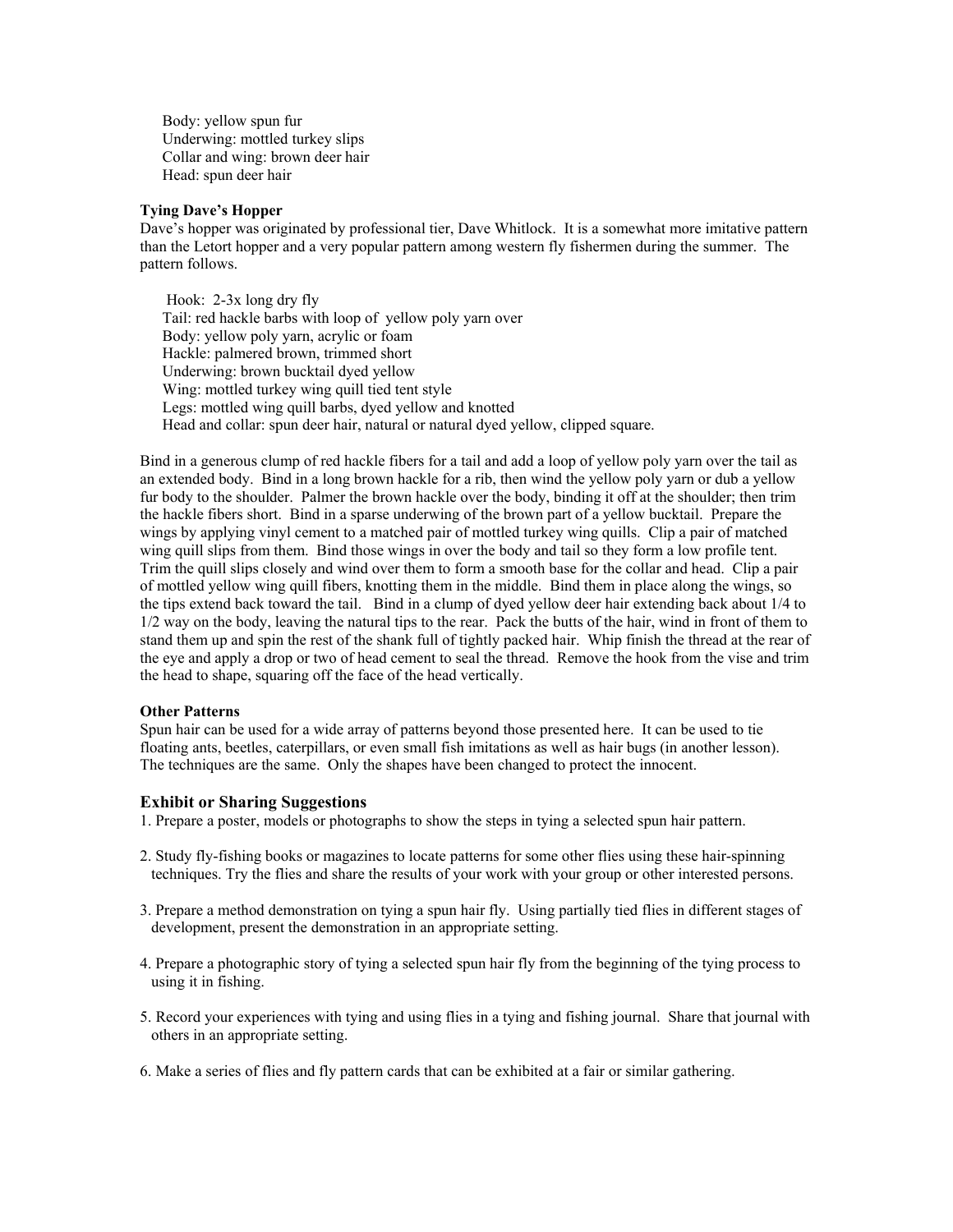Body: yellow spun fur  
Underwing: mottled turkey slips  
Collar and wing: brown deer hair  
Head: spun deer hair

**Tying Dave's Hopper**

Dave's hopper was originated by professional tier, Dave Whitlock. It is a somewhat more imitative pattern than the Letort hopper and a very popular pattern among western fly fishermen during the summer. The pattern follows.

Hook: 2-3x long dry fly  
Tail: red hackle barbs with loop of yellow poly yarn over  
Body: yellow poly yarn, acrylic or foam  
Hackle: palmered brown, trimmed short  
Underwing: brown bucktail dyed yellow  
Wing: mottled turkey wing quill tied tent style  
Legs: mottled wing quill barbs, dyed yellow and knotted  
Head and collar: spun deer hair, natural or natural dyed yellow, clipped square.

Bind in a generous clump of red hackle fibers for a tail and add a loop of yellow poly yarn over the tail as an extended body. Bind in a long brown hackle for a rib, then wind the yellow poly yarn or dub a yellow fur body to the shoulder. Palmer the brown hackle over the body, binding it off at the shoulder; then trim the hackle fibers short. Bind in a sparse underwing of the brown part of a yellow bucktail. Prepare the wings by applying vinyl cement to a matched pair of mottled turkey wing quills. Clip a pair of matched wing quill slips from them. Bind those wings in over the body and tail so they form a low profile tent. Trim the quill slips closely and wind over them to form a smooth base for the collar and head. Clip a pair of mottled yellow wing quill fibers, knotting them in the middle. Bind them in place along the wings, so the tips extend back toward the tail. Bind in a clump of dyed yellow deer hair extending back about 1/4 to 1/2 way on the body, leaving the natural tips to the rear. Pack the butts of the hair, wind in front of them to stand them up and spin the rest of the shank full of tightly packed hair. Whip finish the thread at the rear of the eye and apply a drop or two of head cement to seal the thread. Remove the hook from the vise and trim the head to shape, squaring off the face of the head vertically.

**Other Patterns**

Spun hair can be used for a wide array of patterns beyond those presented here. It can be used to tie floating ants, beetles, caterpillars, or even small fish imitations as well as hair bugs (in another lesson). The techniques are the same. Only the shapes have been changed to protect the innocent.

## Exhibit or Sharing Suggestions

1. Prepare a poster, models or photographs to show the steps in tying a selected spun hair pattern.

2. Study fly-fishing books or magazines to locate patterns for some other flies using these hair-spinning techniques. Try the flies and share the results of your work with your group or other interested persons.

3. Prepare a method demonstration on tying a spun hair fly. Using partially tied flies in different stages of development, present the demonstration in an appropriate setting.

4. Prepare a photographic story of tying a selected spun hair fly from the beginning of the tying process to using it in fishing.

5. Record your experiences with tying and using flies in a tying and fishing journal. Share that journal with others in an appropriate setting.

6. Make a series of flies and fly pattern cards that can be exhibited at a fair or similar gathering.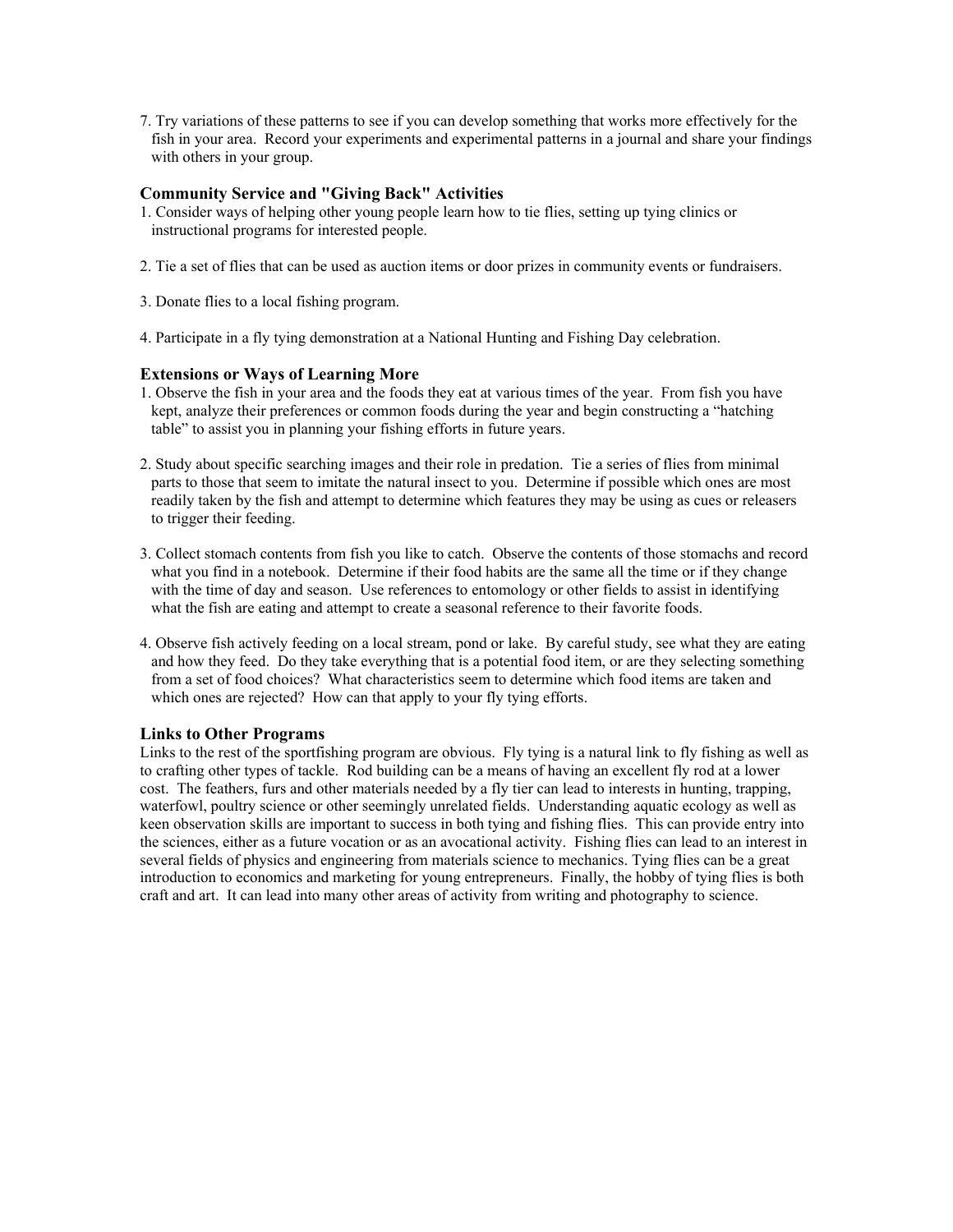7. Try variations of these patterns to see if you can develop something that works more effectively for the fish in your area. Record your experiments and experimental patterns in a journal and share your findings with others in your group.

### Community Service and "Giving Back" Activities

1. Consider ways of helping other young people learn how to tie flies, setting up tying clinics or instructional programs for interested people.

2. Tie a set of flies that can be used as auction items or door prizes in community events or fundraisers.

3. Donate flies to a local fishing program.

4. Participate in a fly tying demonstration at a National Hunting and Fishing Day celebration.

### Extensions or Ways of Learning More

1. Observe the fish in your area and the foods they eat at various times of the year. From fish you have kept, analyze their preferences or common foods during the year and begin constructing a "hatching table" to assist you in planning your fishing efforts in future years.

2. Study about specific searching images and their role in predation. Tie a series of flies from minimal parts to those that seem to imitate the natural insect to you. Determine if possible which ones are most readily taken by the fish and attempt to determine which features they may be using as cues or releasers to trigger their feeding.

3. Collect stomach contents from fish you like to catch. Observe the contents of those stomachs and record what you find in a notebook. Determine if their food habits are the same all the time or if they change with the time of day and season. Use references to entomology or other fields to assist in identifying what the fish are eating and attempt to create a seasonal reference to their favorite foods.

4. Observe fish actively feeding on a local stream, pond or lake. By careful study, see what they are eating and how they feed. Do they take everything that is a potential food item, or are they selecting something from a set of food choices? What characteristics seem to determine which food items are taken and which ones are rejected? How can that apply to your fly tying efforts.

### Links to Other Programs

Links to the rest of the sportfishing program are obvious. Fly tying is a natural link to fly fishing as well as to crafting other types of tackle. Rod building can be a means of having an excellent fly rod at a lower cost. The feathers, furs and other materials needed by a fly tier can lead to interests in hunting, trapping, waterfowl, poultry science or other seemingly unrelated fields. Understanding aquatic ecology as well as keen observation skills are important to success in both tying and fishing flies. This can provide entry into the sciences, either as a future vocation or as an avocational activity. Fishing flies can lead to an interest in several fields of physics and engineering from materials science to mechanics. Tying flies can be a great introduction to economics and marketing for young entrepreneurs. Finally, the hobby of tying flies is both craft and art. It can lead into many other areas of activity from writing and photography to science.